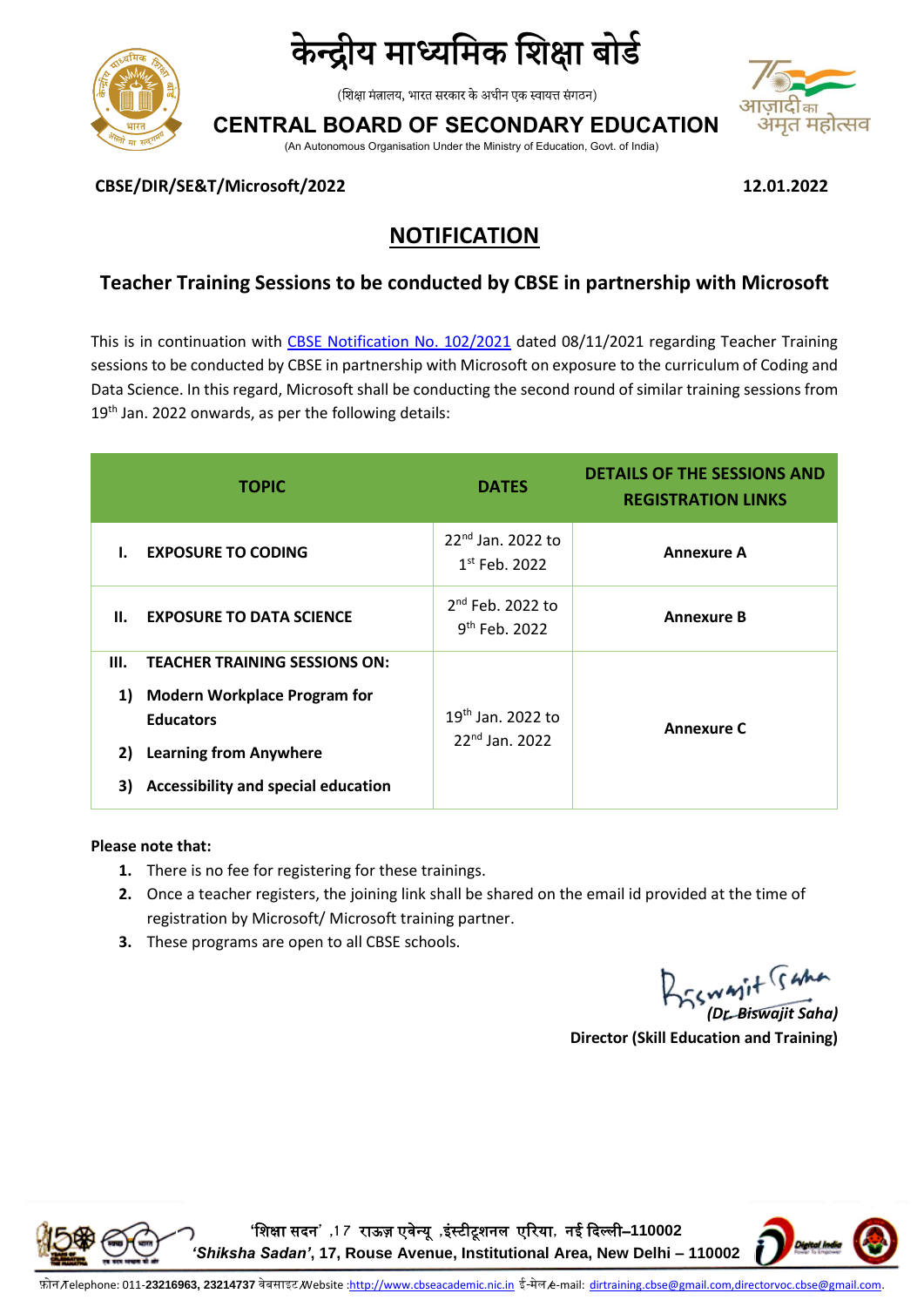# केन्द्रीय माध्यमिक शिक्षा बोर्ड

(शिक्षा मंत्रालय, भारत सरकार के अधीन एक स्वायत्त संगठन)

## CENTRAL BOARD OF SECONDARY EDUCATION

(An Autonomous Organisation Under the Ministry of Education, Govt. of India)

**CBSE/DIR/SE&T/Microsoft/2022** **12.01.2022**

## NOTIFICATION

### Teacher Training Sessions to be conducted by CBSE in partnership with Microsoft

This is in continuation with CBSE Notification No. 102/2021 dated 08/11/2021 regarding Teacher Training sessions to be conducted by CBSE in partnership with Microsoft on exposure to the curriculum of Coding and Data Science. In this regard, Microsoft shall be conducting the second round of similar training sessions from 19th Jan. 2022 onwards, as per the following details:

| TOPIC | DATES | DETAILS OF THE SESSIONS AND REGISTRATION LINKS |
|---|---|---|
| **I. EXPOSURE TO CODING** | 22nd Jan. 2022 to 1st Feb. 2022 | **Annexure A** |
| **II. EXPOSURE TO DATA SCIENCE** | 2nd Feb. 2022 to 9th Feb. 2022 | **Annexure B** |
| **III. TEACHER TRAINING SESSIONS ON:** 1) Modern Workplace Program for Educators 2) Learning from Anywhere 3) Accessibility and special education | 19th Jan. 2022 to 22nd Jan. 2022 | **Annexure C** |

**Please note that:**

1. There is no fee for registering for these trainings.
2. Once a teacher registers, the joining link shall be shared on the email id provided at the time of registration by Microsoft/ Microsoft training partner.
3. These programs are open to all CBSE schools.

*(Dr. Biswajit Saha)*
**Director (Skill Education and Training)**

'शिक्षा सदन' ,17 राऊज़ एवेन्यू ,इंस्टीट्यूशनल एरिया, नई दिल्ली–110002
*'Shiksha Sadan'*, 17, Rouse Avenue, Institutional Area, New Delhi – 110002

फ़ोन/Telephone: 011-23216963, 23214737 वेबसाइट/Website :http://www.cbseacademic.nic.in ई-मेल/e-mail: dirtraining.cbse@gmail.com,directorvoc.cbse@gmail.com.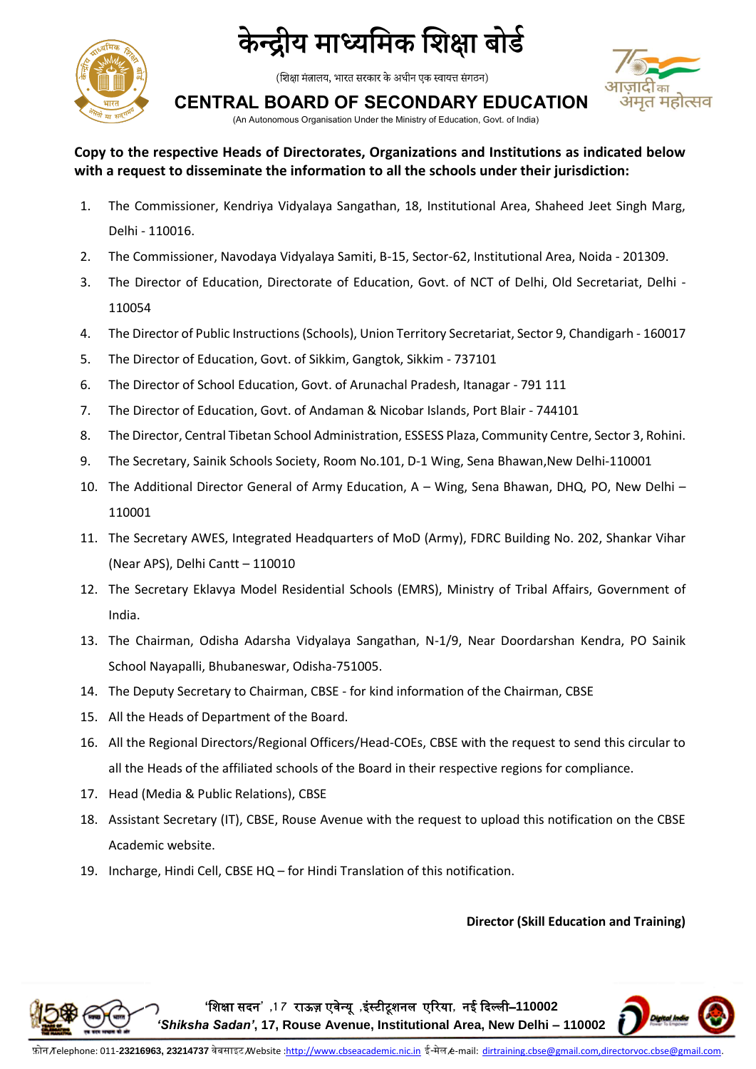**Copy to the respective Heads of Directorates, Organizations and Institutions as indicated below with a request to disseminate the information to all the schools under their jurisdiction:**

1. The Commissioner, Kendriya Vidyalaya Sangathan, 18, Institutional Area, Shaheed Jeet Singh Marg, Delhi - 110016.
2. The Commissioner, Navodaya Vidyalaya Samiti, B-15, Sector-62, Institutional Area, Noida - 201309.
3. The Director of Education, Directorate of Education, Govt. of NCT of Delhi, Old Secretariat, Delhi - 110054
4. The Director of Public Instructions (Schools), Union Territory Secretariat, Sector 9, Chandigarh - 160017
5. The Director of Education, Govt. of Sikkim, Gangtok, Sikkim - 737101
6. The Director of School Education, Govt. of Arunachal Pradesh, Itanagar - 791 111
7. The Director of Education, Govt. of Andaman & Nicobar Islands, Port Blair - 744101
8. The Director, Central Tibetan School Administration, ESSESS Plaza, Community Centre, Sector 3, Rohini.
9. The Secretary, Sainik Schools Society, Room No.101, D-1 Wing, Sena Bhawan,New Delhi-110001
10. The Additional Director General of Army Education, A – Wing, Sena Bhawan, DHQ, PO, New Delhi – 110001
11. The Secretary AWES, Integrated Headquarters of MoD (Army), FDRC Building No. 202, Shankar Vihar (Near APS), Delhi Cantt – 110010
12. The Secretary Eklavya Model Residential Schools (EMRS), Ministry of Tribal Affairs, Government of India.
13. The Chairman, Odisha Adarsha Vidyalaya Sangathan, N-1/9, Near Doordarshan Kendra, PO Sainik School Nayapalli, Bhubaneswar, Odisha-751005.
14. The Deputy Secretary to Chairman, CBSE - for kind information of the Chairman, CBSE
15. All the Heads of Department of the Board.
16. All the Regional Directors/Regional Officers/Head-COEs, CBSE with the request to send this circular to all the Heads of the affiliated schools of the Board in their respective regions for compliance.
17. Head (Media & Public Relations), CBSE
18. Assistant Secretary (IT), CBSE, Rouse Avenue with the request to upload this notification on the CBSE Academic website.
19. Incharge, Hindi Cell, CBSE HQ – for Hindi Translation of this notification.

**Director (Skill Education and Training)**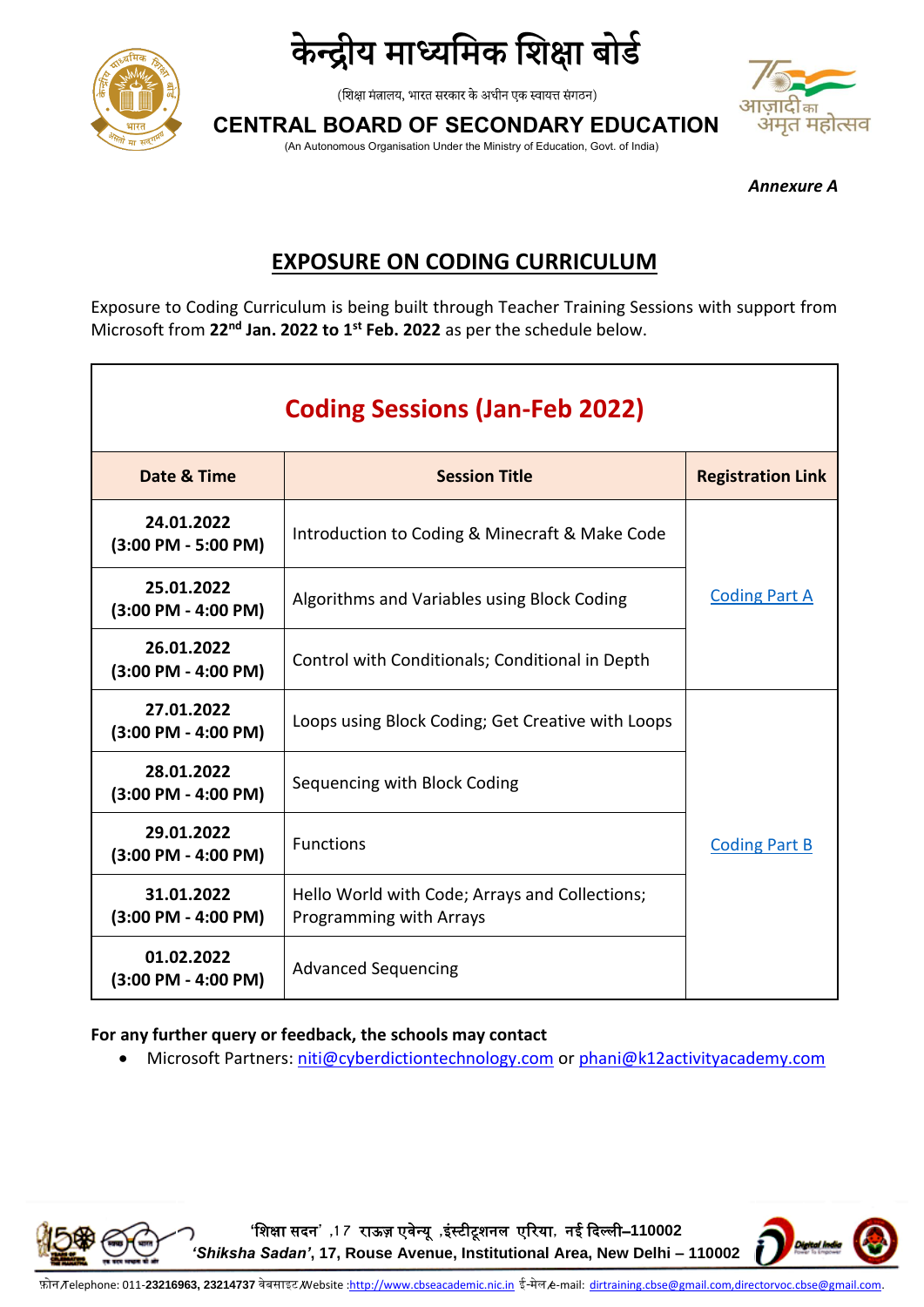# केन्द्रीय माध्यमिक शिक्षा बोर्ड

(शिक्षा मंत्रालय, भारत सरकार के अधीन एक स्वायत्त संगठन)

**CENTRAL BOARD OF SECONDARY EDUCATION**

(An Autonomous Organisation Under the Ministry of Education, Govt. of India)

***Annexure A***

## EXPOSURE ON CODING CURRICULUM

Exposure to Coding Curriculum is being built through Teacher Training Sessions with support from Microsoft from **22nd Jan. 2022 to 1st Feb. 2022** as per the schedule below.

### Coding Sessions (Jan-Feb 2022)

| Date & Time | Session Title | Registration Link |
|---|---|---|
| **24.01.2022 (3:00 PM - 5:00 PM)** | Introduction to Coding & Minecraft & Make Code | Coding Part A |
| **25.01.2022 (3:00 PM - 4:00 PM)** | Algorithms and Variables using Block Coding | |
| **26.01.2022 (3:00 PM - 4:00 PM)** | Control with Conditionals; Conditional in Depth | |
| **27.01.2022 (3:00 PM - 4:00 PM)** | Loops using Block Coding; Get Creative with Loops | Coding Part B |
| **28.01.2022 (3:00 PM - 4:00 PM)** | Sequencing with Block Coding | |
| **29.01.2022 (3:00 PM - 4:00 PM)** | Functions | |
| **31.01.2022 (3:00 PM - 4:00 PM)** | Hello World with Code; Arrays and Collections; Programming with Arrays | |
| **01.02.2022 (3:00 PM - 4:00 PM)** | Advanced Sequencing | |

**For any further query or feedback, the schools may contact**

- Microsoft Partners: niti@cyberdictiontechnology.com or phani@k12activityacademy.com

'शिक्षा सदन' ,17 राऊज़ एवेन्यू ,इंस्टीटूशनल एरिया, नई दिल्ली–110002

*'Shiksha Sadan'*, 17, Rouse Avenue, Institutional Area, New Delhi – 110002

फ़ोन/Telephone: 011-**23216963, 23214737** वेबसाइट/Website :http://www.cbseacademic.nic.in ई-मेल/e-mail: dirtraining.cbse@gmail.com,directorvoc.cbse@gmail.com.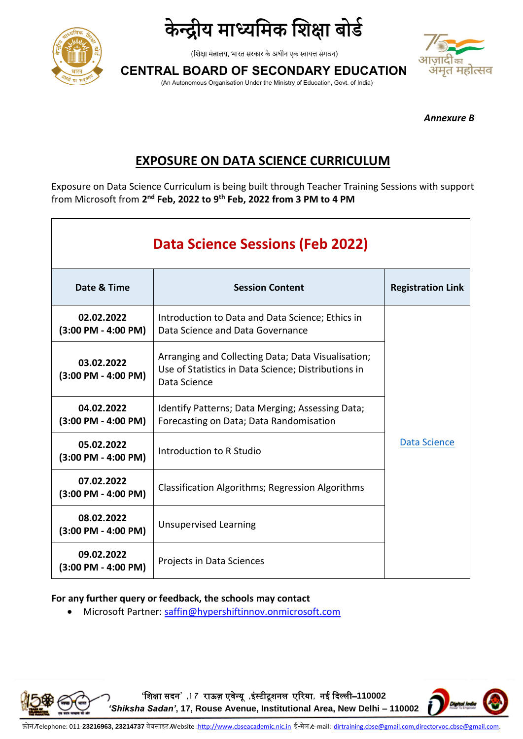# केन्द्रीय माध्यमिक शिक्षा बोर्ड

(शिक्षा मंत्रालय, भारत सरकार के अधीन एक स्वायत्त संगठन)

# CENTRAL BOARD OF SECONDARY EDUCATION

(An Autonomous Organisation Under the Ministry of Education, Govt. of India)

*Annexure B*

## EXPOSURE ON DATA SCIENCE CURRICULUM

Exposure on Data Science Curriculum is being built through Teacher Training Sessions with support from Microsoft from **2nd Feb, 2022 to 9th Feb, 2022 from 3 PM to 4 PM**

| Data Science Sessions (Feb 2022) | | |
|---|---|---|
| **Date & Time** | **Session Content** | **Registration Link** |
| **02.02.2022 (3:00 PM - 4:00 PM)** | Introduction to Data and Data Science; Ethics in Data Science and Data Governance | Data Science |
| **03.02.2022 (3:00 PM - 4:00 PM)** | Arranging and Collecting Data; Data Visualisation; Use of Statistics in Data Science; Distributions in Data Science | |
| **04.02.2022 (3:00 PM - 4:00 PM)** | Identify Patterns; Data Merging; Assessing Data; Forecasting on Data; Data Randomisation | |
| **05.02.2022 (3:00 PM - 4:00 PM)** | Introduction to R Studio | |
| **07.02.2022 (3:00 PM - 4:00 PM)** | Classification Algorithms; Regression Algorithms | |
| **08.02.2022 (3:00 PM - 4:00 PM)** | Unsupervised Learning | |
| **09.02.2022 (3:00 PM - 4:00 PM)** | Projects in Data Sciences | |

**For any further query or feedback, the schools may contact**

- Microsoft Partner: saffin@hypershiftinnov.onmicrosoft.com

'शिक्षा सदन' ,17 राऊज़ एवेन्यू ,इंस्टीटूशनल एरिया, नई दिल्ली–110002
*'Shiksha Sadan'*, 17, Rouse Avenue, Institutional Area, New Delhi – 110002

फ़ोन/Telephone: 011-**23216963, 23214737** वेबसाइट/Website :http://www.cbseacademic.nic.in ई-मेल/e-mail: dirtraining.cbse@gmail.com,directorvoc.cbse@gmail.com.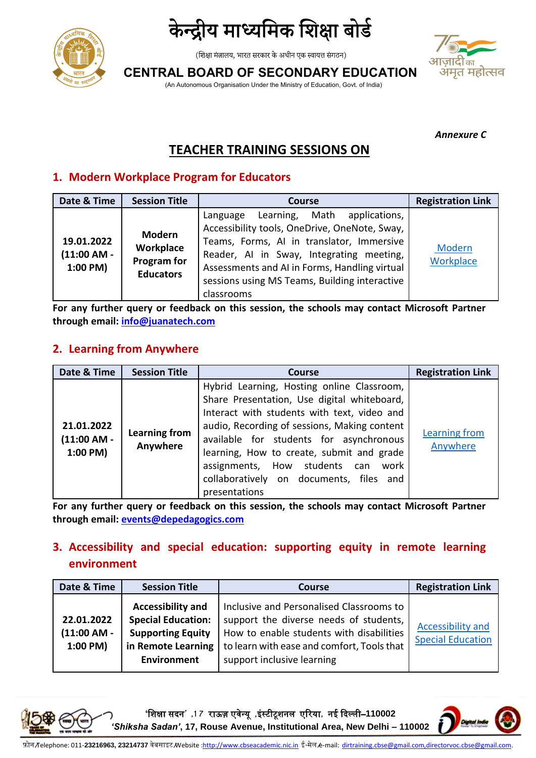# केन्द्रीय माध्यमिक शिक्षा बोर्ड

(शिक्षा मंत्रालय, भारत सरकार के अधीन एक स्वायत्त संगठन)

# CENTRAL BOARD OF SECONDARY EDUCATION

(An Autonomous Organisation Under the Ministry of Education, Govt. of India)

*Annexure C*

## TEACHER TRAINING SESSIONS ON

### 1. Modern Workplace Program for Educators

| Date & Time | Session Title | Course | Registration Link |
|---|---|---|---|
| 19.01.2022 (11:00 AM - 1:00 PM) | Modern Workplace Program for Educators | Language Learning, Math applications, Accessibility tools, OneDrive, OneNote, Sway, Teams, Forms, AI in translator, Immersive Reader, AI in Sway, Integrating meeting, Assessments and AI in Forms, Handling virtual sessions using MS Teams, Building interactive classrooms | Modern Workplace |

**For any further query or feedback on this session, the schools may contact Microsoft Partner through email: info@juanatech.com**

### 2. Learning from Anywhere

| Date & Time | Session Title | Course | Registration Link |
|---|---|---|---|
| 21.01.2022 (11:00 AM - 1:00 PM) | Learning from Anywhere | Hybrid Learning, Hosting online Classroom, Share Presentation, Use digital whiteboard, Interact with students with text, video and audio, Recording of sessions, Making content available for students for asynchronous learning, How to create, submit and grade assignments, How students can work collaboratively on documents, files and presentations | Learning from Anywhere |

**For any further query or feedback on this session, the schools may contact Microsoft Partner through email: events@depedagogics.com**

### 3. Accessibility and special education: supporting equity in remote learning environment

| Date & Time | Session Title | Course | Registration Link |
|---|---|---|---|
| 22.01.2022 (11:00 AM - 1:00 PM) | Accessibility and Special Education: Supporting Equity in Remote Learning Environment | Inclusive and Personalised Classrooms to support the diverse needs of students, How to enable students with disabilities to learn with ease and comfort, Tools that support inclusive learning | Accessibility and Special Education |

'शिक्षा सदन' ,17 राऊज़ एवेन्यू ,इंस्टीटूशनल एरिया, नई दिल्ली–110002
*'Shiksha Sadan', 17, Rouse Avenue, Institutional Area, New Delhi – 110002*

फ़ोन/Telephone: 011-**23216963, 23214737** वेबसाइट/Website :http://www.cbseacademic.nic.in ई-मेल/e-mail: dirtraining.cbse@gmail.com,directorvoc.cbse@gmail.com.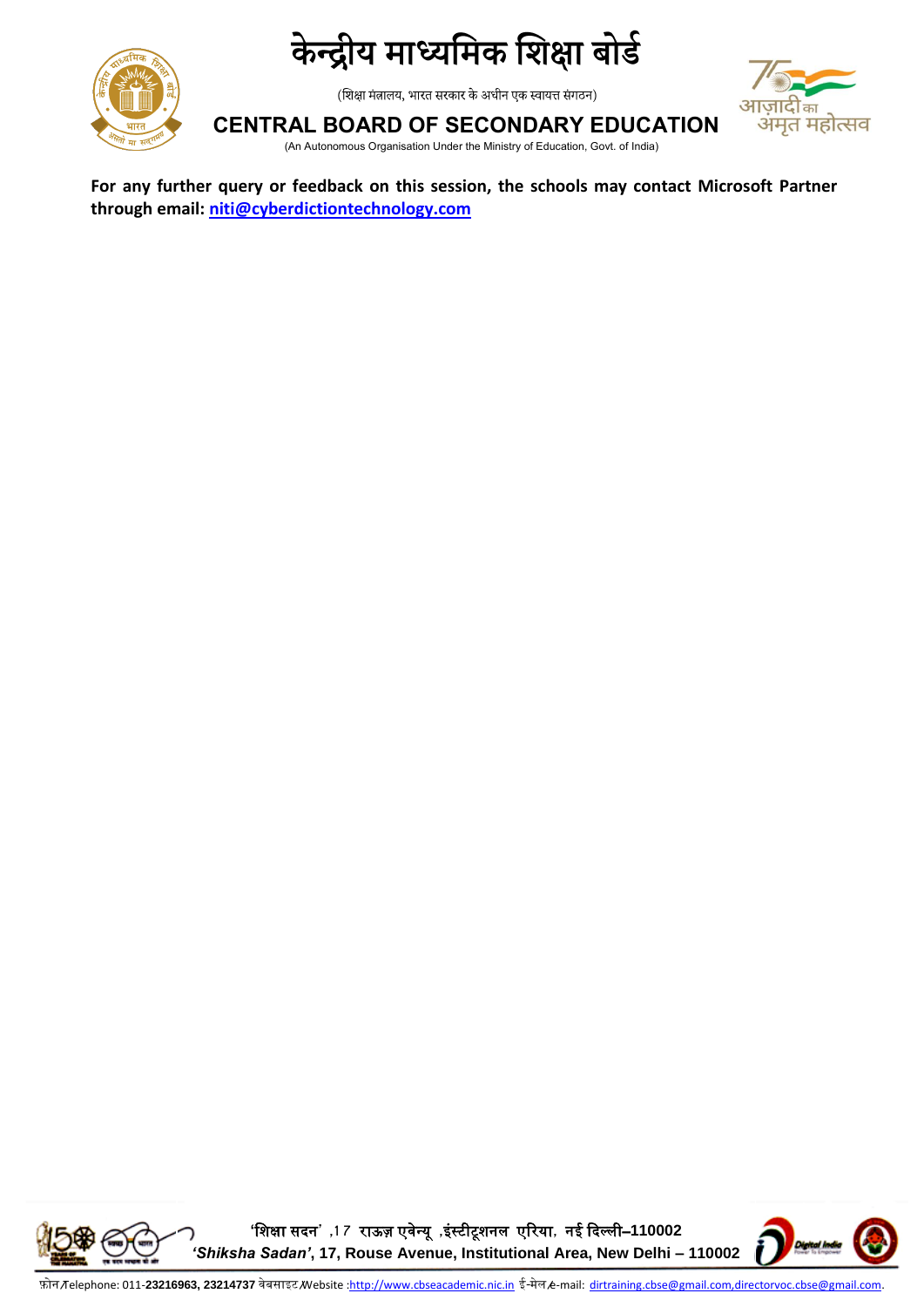**For any further query or feedback on this session, the schools may contact Microsoft Partner through email: niti@cyberdictiontechnology.com**